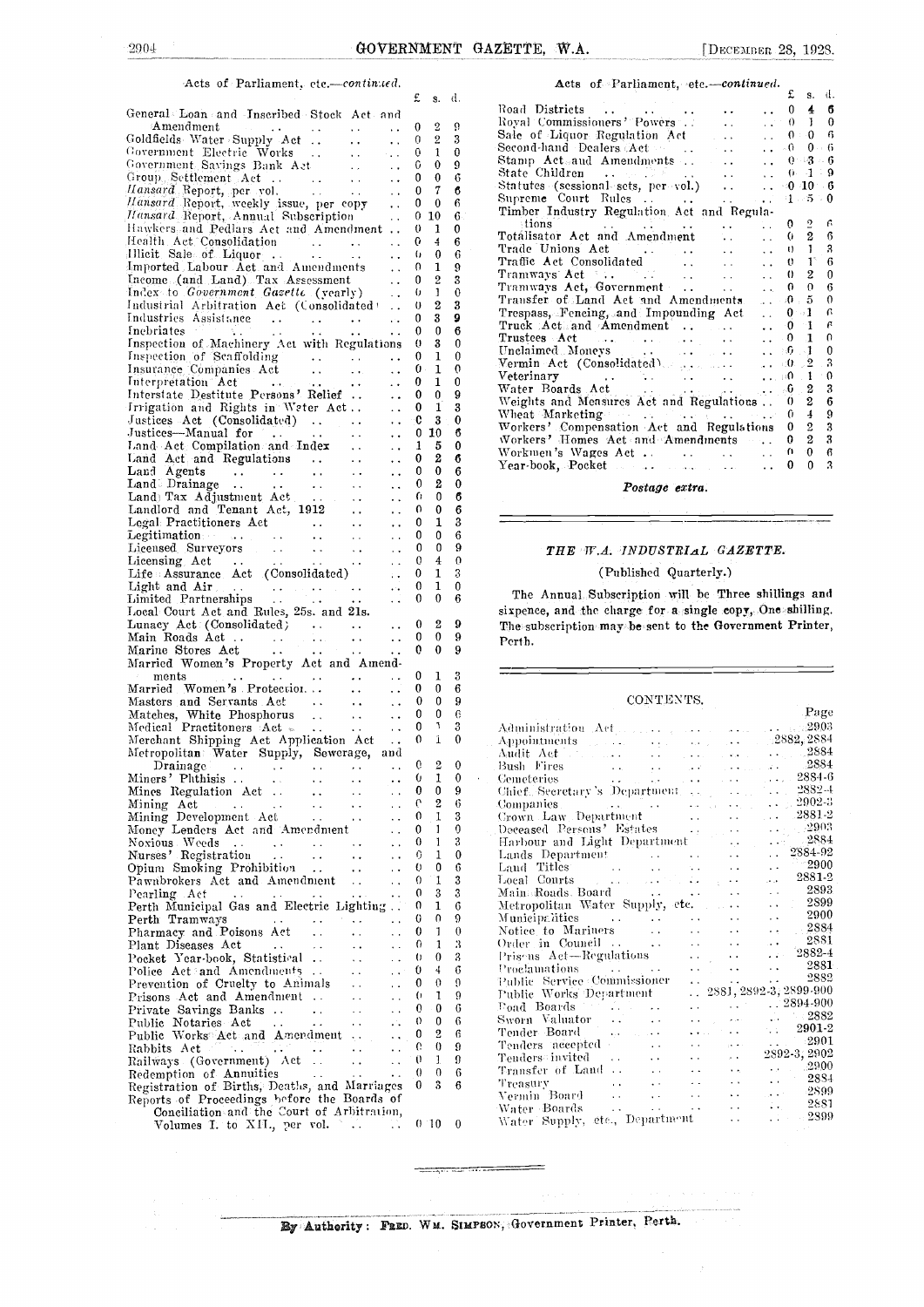Acts of Parliament, etc.—*continued.*

| | £ | s. | d. |
|---|---|---|---|
| General Loan and Inscribed Stock Act and Amendment | 0 | 2 | 9 |
| Goldfields Water Supply Act | 0 | 2 | 3 |
| Government Electric Works | 0 | 1 | 0 |
| Government Savings Bank Act | 0 | 0 | 9 |
| Group Settlement Act | 0 | 0 | 6 |
| *Hansard* Report, per vol. | 0 | 7 | 6 |
| *Hansard* Report, weekly issue, per copy | 0 | 0 | 6 |
| *Hansard* Report, Annual Subscription | 0 | 10 | 6 |
| Hawkers and Pedlars Act and Amendment | 0 | 1 | 0 |
| Health Act Consolidation | 0 | 4 | 6 |
| Illicit Sale of Liquor | 0 | 0 | 6 |
| Imported Labour Act and Amendments | 0 | 1 | 9 |
| Income (and Land) Tax Assessment | 0 | 2 | 3 |
| Index to *Government Gazette* (yearly) | 0 | 1 | 0 |
| Industrial Arbitration Act (Consolidated) | 0 | 2 | 3 |
| Industries Assistance | 0 | 3 | 9 |
| Inebriates | 0 | 0 | 6 |
| Inspection of Machinery Act with Regulations | 0 | 3 | 0 |
| Inspection of Scaffolding | 0 | 1 | 0 |
| Insurance Companies Act | 0 | 1 | 0 |
| Interpretation Act | 0 | 1 | 0 |
| Interstate Destitute Persons' Relief | 0 | 0 | 9 |
| Irrigation and Rights in Water Act | 0 | 1 | 3 |
| Justices Act (Consolidated) | 0 | 3 | 0 |
| Justices—Manual for | 0 | 10 | 6 |
| Land Act Compilation and Index | 1 | 5 | 0 |
| Land Act and Regulations | 0 | 2 | 6 |
| Land Agents | 0 | 0 | 6 |
| Land Drainage | 0 | 2 | 0 |
| Land Tax Adjustment Act | 0 | 0 | 6 |
| Landlord and Tenant Act, 1912 | 0 | 0 | 6 |
| Legal Practitioners Act | 0 | 1 | 3 |
| Legitimation | 0 | 0 | 6 |
| Licensed Surveyors | 0 | 0 | 9 |
| Licensing Act | 0 | 4 | 0 |
| Life Assurance Act (Consolidated) | 0 | 1 | 3 |
| Light and Air | 0 | 1 | 0 |
| Limited Partnerships | 0 | 0 | 6 |
| Local Court Act and Rules, 25s. and 21s. | | | |
| Lunacy Act (Consolidated) | 0 | 2 | 9 |
| Main Roads Act | 0 | 0 | 9 |
| Marine Stores Act | 0 | 0 | 9 |
| Married Women's Property Act and Amendments | 0 | 1 | 3 |
| Married Women's Protection | 0 | 0 | 6 |
| Masters and Servants Act | 0 | 0 | 9 |
| Matches, White Phosphorus | 0 | 0 | 6 |
| Medical Practitioners Act | 0 | 1 | 3 |
| Merchant Shipping Act Application Act | 0 | 1 | 0 |
| Metropolitan Water Supply, Sewerage, and Drainage | 0 | 2 | 0 |
| Miners' Phthisis | 0 | 1 | 0 |
| Mines Regulation Act | 0 | 0 | 9 |
| Mining Act | 0 | 2 | 6 |
| Mining Development Act | 0 | 1 | 3 |
| Money Lenders Act and Amendment | 0 | 1 | 0 |
| Noxious Weeds | 0 | 1 | 3 |
| Nurses' Registration | 0 | 1 | 0 |
| Opium Smoking Prohibition | 0 | 0 | 6 |
| Pawnbrokers Act and Amendment | 0 | 1 | 3 |
| Pearling Act | 0 | 3 | 3 |
| Perth Municipal Gas and Electric Lighting | 0 | 1 | 6 |
| Perth Tramways | 0 | 0 | 9 |
| Pharmacy and Poisons Act | 0 | 1 | 0 |
| Plant Diseases Act | 0 | 1 | 3 |
| Pocket Year-book, Statistical | 0 | 0 | 3 |
| Police Act and Amendments | 0 | 4 | 6 |
| Prevention of Cruelty to Animals | 0 | 0 | 9 |
| Prisons Act and Amendment | 0 | 1 | 9 |
| Private Savings Banks | 0 | 0 | 6 |
| Public Notaries Act | 0 | 0 | 6 |
| Public Works Act and Amendment | 0 | 2 | 6 |
| Rabbits Act | 0 | 0 | 9 |
| Railways (Government) Act | 0 | 1 | 9 |
| Redemption of Annuities | 0 | 0 | 6 |
| Registration of Births, Deaths, and Marriages | 0 | 3 | 6 |
| Reports of Proceedings before the Boards of Conciliation and the Court of Arbitration, Volumes I. to XII., per vol. | 0 | 10 | 0 |
| Road Districts | 0 | 4 | 6 |
| Royal Commissioners' Powers | 0 | 1 | 0 |
| Sale of Liquor Regulation Act | 0 | 0 | 6 |
| Second-hand Dealers Act | 0 | 0 | 6 |
| Stamp Act and Amendments | 0 | 3 | 6 |
| State Children | 0 | 1 | 9 |
| Statutes (sessional sets, per vol.) | 0 | 10 | 6 |
| Supreme Court Rules | 1 | 5 | 0 |
| Timber Industry Regulation Act and Regulations | 0 | 2 | 6 |
| Totalisator Act and Amendment | 0 | 2 | 6 |
| Trade Unions Act | 0 | 1 | 3 |
| Traffic Act Consolidated | 0 | 1 | 6 |
| Tramways Act | 0 | 2 | 0 |
| Tramways Act, Government | 0 | 0 | 6 |
| Transfer of Land Act and Amendments | 0 | 5 | 0 |
| Trespass, Fencing, and Impounding Act | 0 | 1 | 6 |
| Truck Act and Amendment | 0 | 1 | 6 |
| Trustees Act | 0 | 1 | 0 |
| Unclaimed Moneys | 0 | 1 | 0 |
| Vermin Act (Consolidated) | 0 | 2 | 3 |
| Veterinary | 0 | 1 | 0 |
| Water Boards Act | 0 | 2 | 3 |
| Weights and Measures Act and Regulations | 0 | 2 | 6 |
| Wheat Marketing | 0 | 4 | 9 |
| Workers' Compensation Act and Regulations | 0 | 2 | 3 |
| Workers' Homes Act and Amendments | 0 | 2 | 3 |
| Workmen's Wages Act | 0 | 0 | 6 |
| Year-book, Pocket | 0 | 0 | 3 |

***Postage extra.***

---

## *THE W.A. INDUSTRIAL GAZETTE.*

(Published Quarterly.)

The Annual Subscription will be Three shillings and sixpence, and the charge for a single copy, One shilling. The subscription may be sent to the Government Printer, Perth.

---

## CONTENTS.

| | Page |
|---|---|
| Administration Act | 2903 |
| Appointments | 2882, 2884 |
| Audit Act | 2884 |
| Bush Fires | 2884 |
| Cemeteries | 2884-6 |
| Chief Secretary's Department | 2882-4 |
| Companies | 2902-3 |
| Crown Law Department | 2881-2 |
| Deceased Persons' Estates | 2903 |
| Harbour and Light Department | 2884 |
| Lands Department | 2884-92 |
| Land Titles | 2900 |
| Local Courts | 2881-2 |
| Main Roads Board | 2893 |
| Metropolitan Water Supply, etc. | 2899 |
| Municipalities | 2900 |
| Notice to Mariners | 2884 |
| Order in Council | 2881 |
| Prisons Act—Regulations | 2882-4 |
| Proclamations | 2881 |
| Public Service Commissioner | 2882 |
| Public Works Department | 2881, 2892-3, 2899-900 |
| Road Boards | 2894-900 |
| Sworn Valuator | 2882 |
| Tender Board | 2901-2 |
| Tenders accepted | 2901 |
| Tenders invited | 2892-3, 2902 |
| Transfer of Land | 2900 |
| Treasury | 2884 |
| Vermin Board | 2899 |
| Water Boards | 2881 |
| Water Supply, etc., Department | 2899 |

---

**By Authority: FRED. WM. SIMPSON, Government Printer, Perth.**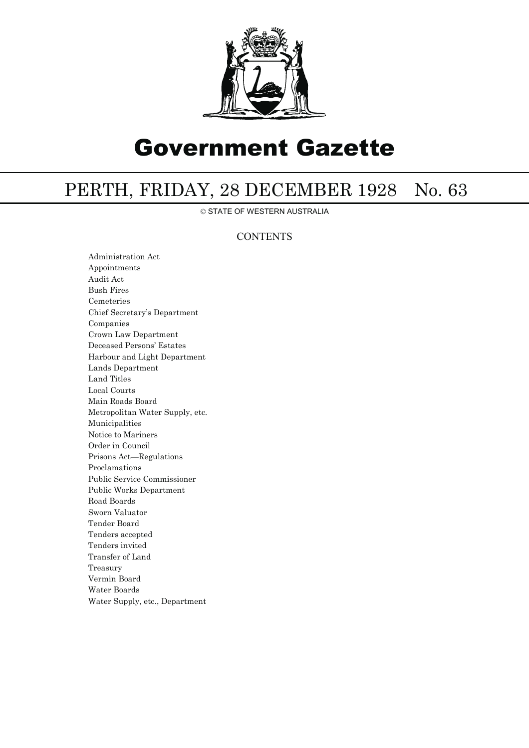# Government Gazette

## PERTH, FRIDAY, 28 DECEMBER 1928 No. 63

© STATE OF WESTERN AUSTRALIA

### CONTENTS

Administration Act
Appointments
Audit Act
Bush Fires
Cemeteries
Chief Secretary's Department
Companies
Crown Law Department
Deceased Persons' Estates
Harbour and Light Department
Lands Department
Land Titles
Local Courts
Main Roads Board
Metropolitan Water Supply, etc.
Municipalities
Notice to Mariners
Order in Council
Prisons Act—Regulations
Proclamations
Public Service Commissioner
Public Works Department
Road Boards
Sworn Valuator
Tender Board
Tenders accepted
Tenders invited
Transfer of Land
Treasury
Vermin Board
Water Boards
Water Supply, etc., Department